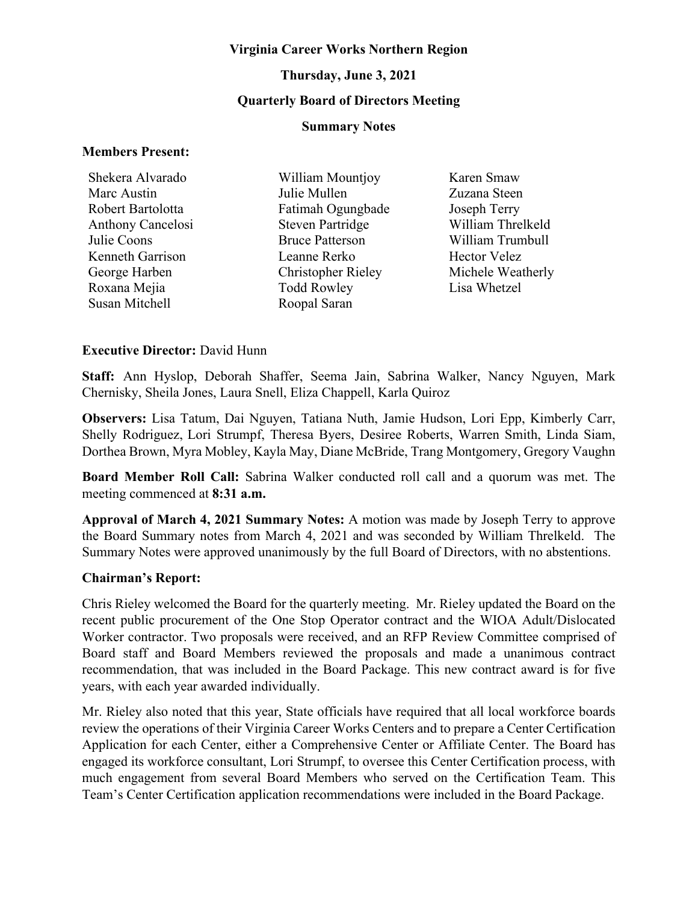**Virginia Career Works Northern Region**

**Thursday, June 3, 2021**

**Quarterly Board of Directors Meeting**

**Summary Notes**

**Members Present:**

| | | |
|---|---|---|
| Shekera Alvarado | William Mountjoy | Karen Smaw |
| Marc Austin | Julie Mullen | Zuzana Steen |
| Robert Bartolotta | Fatimah Ogungbade | Joseph Terry |
| Anthony Cancelosi | Steven Partridge | William Threlkeld |
| Julie Coons | Bruce Patterson | William Trumbull |
| Kenneth Garrison | Leanne Rerko | Hector Velez |
| George Harben | Christopher Rieley | Michele Weatherly |
| Roxana Mejia | Todd Rowley | Lisa Whetzel |
| Susan Mitchell | Roopal Saran | |

**Executive Director:** David Hunn

**Staff:** Ann Hyslop, Deborah Shaffer, Seema Jain, Sabrina Walker, Nancy Nguyen, Mark Chernisky, Sheila Jones, Laura Snell, Eliza Chappell, Karla Quiroz

**Observers:** Lisa Tatum, Dai Nguyen, Tatiana Nuth, Jamie Hudson, Lori Epp, Kimberly Carr, Shelly Rodriguez, Lori Strumpf, Theresa Byers, Desiree Roberts, Warren Smith, Linda Siam, Dorthea Brown, Myra Mobley, Kayla May, Diane McBride, Trang Montgomery, Gregory Vaughn

**Board Member Roll Call:** Sabrina Walker conducted roll call and a quorum was met. The meeting commenced at **8:31 a.m.**

**Approval of March 4, 2021 Summary Notes:** A motion was made by Joseph Terry to approve the Board Summary notes from March 4, 2021 and was seconded by William Threlkeld. The Summary Notes were approved unanimously by the full Board of Directors, with no abstentions.

**Chairman's Report:**

Chris Rieley welcomed the Board for the quarterly meeting. Mr. Rieley updated the Board on the recent public procurement of the One Stop Operator contract and the WIOA Adult/Dislocated Worker contractor. Two proposals were received, and an RFP Review Committee comprised of Board staff and Board Members reviewed the proposals and made a unanimous contract recommendation, that was included in the Board Package. This new contract award is for five years, with each year awarded individually.

Mr. Rieley also noted that this year, State officials have required that all local workforce boards review the operations of their Virginia Career Works Centers and to prepare a Center Certification Application for each Center, either a Comprehensive Center or Affiliate Center. The Board has engaged its workforce consultant, Lori Strumpf, to oversee this Center Certification process, with much engagement from several Board Members who served on the Certification Team. This Team's Center Certification application recommendations were included in the Board Package.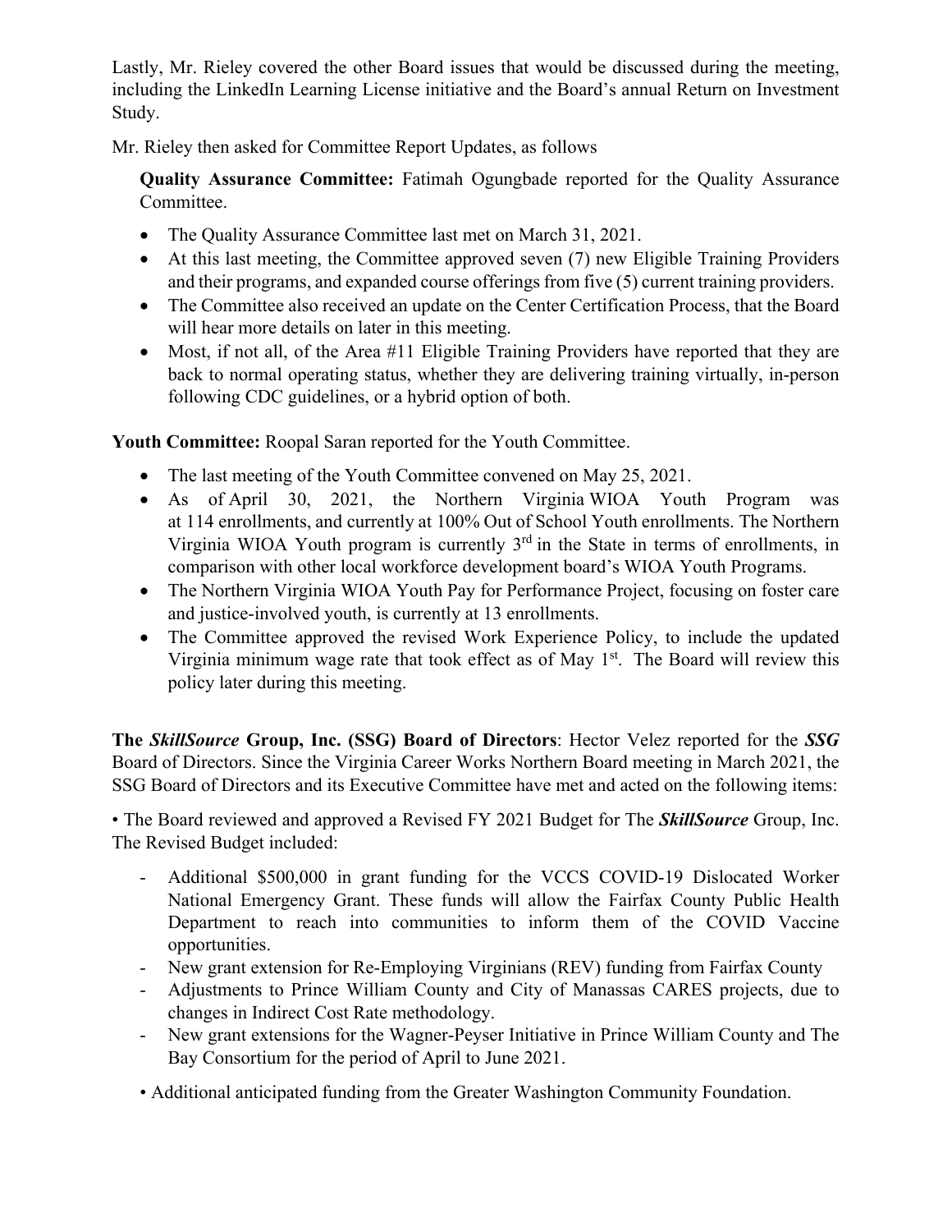Lastly, Mr. Rieley covered the other Board issues that would be discussed during the meeting, including the LinkedIn Learning License initiative and the Board's annual Return on Investment Study.

Mr. Rieley then asked for Committee Report Updates, as follows

**Quality Assurance Committee:** Fatimah Ogungbade reported for the Quality Assurance Committee.

- The Quality Assurance Committee last met on March 31, 2021.
- At this last meeting, the Committee approved seven (7) new Eligible Training Providers and their programs, and expanded course offerings from five (5) current training providers.
- The Committee also received an update on the Center Certification Process, that the Board will hear more details on later in this meeting.
- Most, if not all, of the Area #11 Eligible Training Providers have reported that they are back to normal operating status, whether they are delivering training virtually, in-person following CDC guidelines, or a hybrid option of both.

**Youth Committee:** Roopal Saran reported for the Youth Committee.

- The last meeting of the Youth Committee convened on May 25, 2021.
- As of April 30, 2021, the Northern Virginia WIOA Youth Program was at 114 enrollments, and currently at 100% Out of School Youth enrollments. The Northern Virginia WIOA Youth program is currently 3rd in the State in terms of enrollments, in comparison with other local workforce development board's WIOA Youth Programs.
- The Northern Virginia WIOA Youth Pay for Performance Project, focusing on foster care and justice-involved youth, is currently at 13 enrollments.
- The Committee approved the revised Work Experience Policy, to include the updated Virginia minimum wage rate that took effect as of May 1st. The Board will review this policy later during this meeting.

**The *SkillSource* Group, Inc. (SSG) Board of Directors**: Hector Velez reported for the ***SSG*** Board of Directors. Since the Virginia Career Works Northern Board meeting in March 2021, the SSG Board of Directors and its Executive Committee have met and acted on the following items:

• The Board reviewed and approved a Revised FY 2021 Budget for The ***SkillSource*** Group, Inc. The Revised Budget included:

- Additional $500,000 in grant funding for the VCCS COVID-19 Dislocated Worker National Emergency Grant. These funds will allow the Fairfax County Public Health Department to reach into communities to inform them of the COVID Vaccine opportunities.
- New grant extension for Re-Employing Virginians (REV) funding from Fairfax County
- Adjustments to Prince William County and City of Manassas CARES projects, due to changes in Indirect Cost Rate methodology.
- New grant extensions for the Wagner-Peyser Initiative in Prince William County and The Bay Consortium for the period of April to June 2021.

• Additional anticipated funding from the Greater Washington Community Foundation.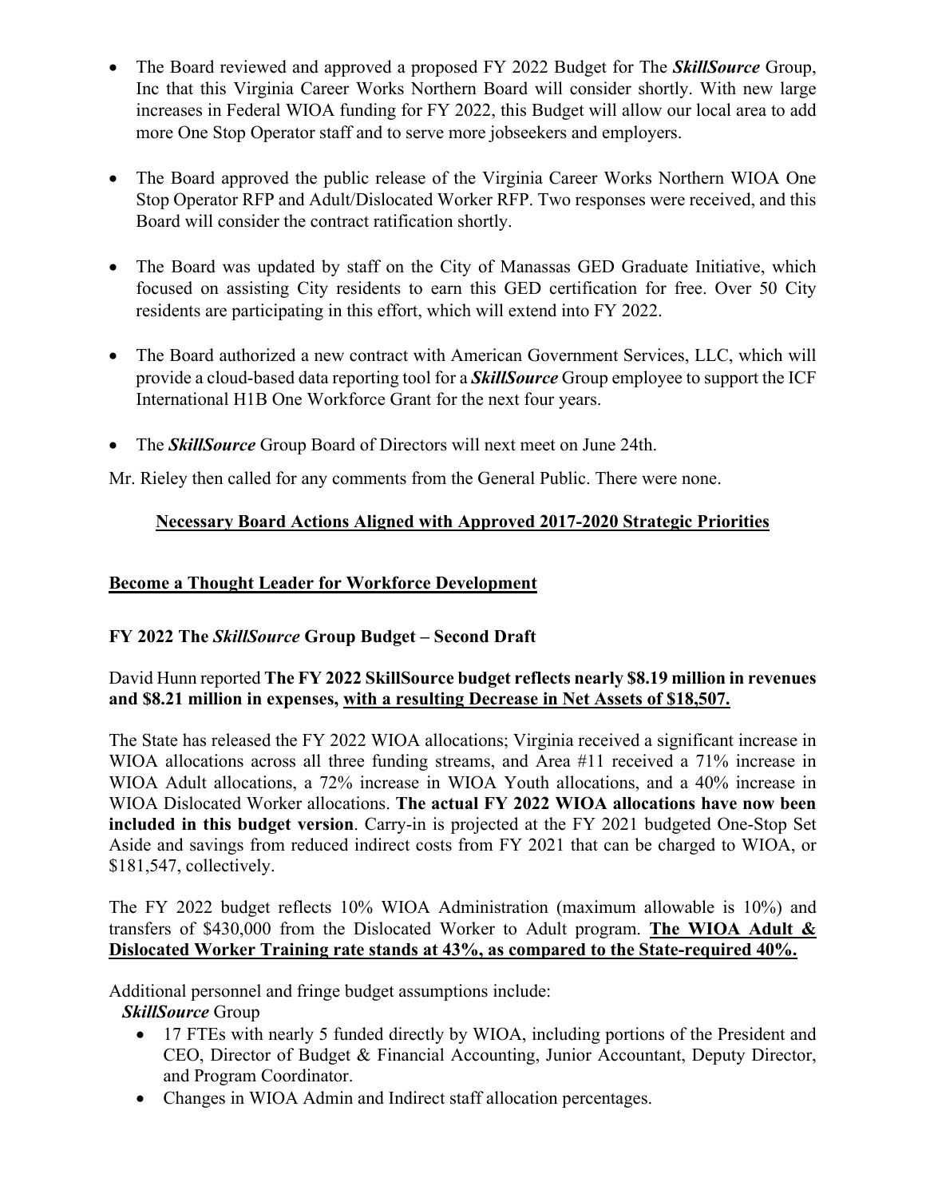- The Board reviewed and approved a proposed FY 2022 Budget for The ***SkillSource*** Group, Inc that this Virginia Career Works Northern Board will consider shortly. With new large increases in Federal WIOA funding for FY 2022, this Budget will allow our local area to add more One Stop Operator staff and to serve more jobseekers and employers.

- The Board approved the public release of the Virginia Career Works Northern WIOA One Stop Operator RFP and Adult/Dislocated Worker RFP. Two responses were received, and this Board will consider the contract ratification shortly.

- The Board was updated by staff on the City of Manassas GED Graduate Initiative, which focused on assisting City residents to earn this GED certification for free. Over 50 City residents are participating in this effort, which will extend into FY 2022.

- The Board authorized a new contract with American Government Services, LLC, which will provide a cloud-based data reporting tool for a ***SkillSource*** Group employee to support the ICF International H1B One Workforce Grant for the next four years.

- The ***SkillSource*** Group Board of Directors will next meet on June 24th.

Mr. Rieley then called for any comments from the General Public. There were none.

## <u>Necessary Board Actions Aligned with Approved 2017-2020 Strategic Priorities</u>

### <u>Become a Thought Leader for Workforce Development</u>

### FY 2022 The *SkillSource* Group Budget – Second Draft

David Hunn reported **The FY 2022 SkillSource budget reflects nearly $8.19 million in revenues and $8.21 million in expenses, <u>with a resulting Decrease in Net Assets of $18,507.</u>**

The State has released the FY 2022 WIOA allocations; Virginia received a significant increase in WIOA allocations across all three funding streams, and Area #11 received a 71% increase in WIOA Adult allocations, a 72% increase in WIOA Youth allocations, and a 40% increase in WIOA Dislocated Worker allocations. **The actual FY 2022 WIOA allocations have now been included in this budget version**. Carry-in is projected at the FY 2021 budgeted One-Stop Set Aside and savings from reduced indirect costs from FY 2021 that can be charged to WIOA, or $181,547, collectively.

The FY 2022 budget reflects 10% WIOA Administration (maximum allowable is 10%) and transfers of $430,000 from the Dislocated Worker to Adult program. **<u>The WIOA Adult & Dislocated Worker Training rate stands at 43%, as compared to the State-required 40%.</u>**

Additional personnel and fringe budget assumptions include:

***SkillSource*** Group

- 17 FTEs with nearly 5 funded directly by WIOA, including portions of the President and CEO, Director of Budget & Financial Accounting, Junior Accountant, Deputy Director, and Program Coordinator.
- Changes in WIOA Admin and Indirect staff allocation percentages.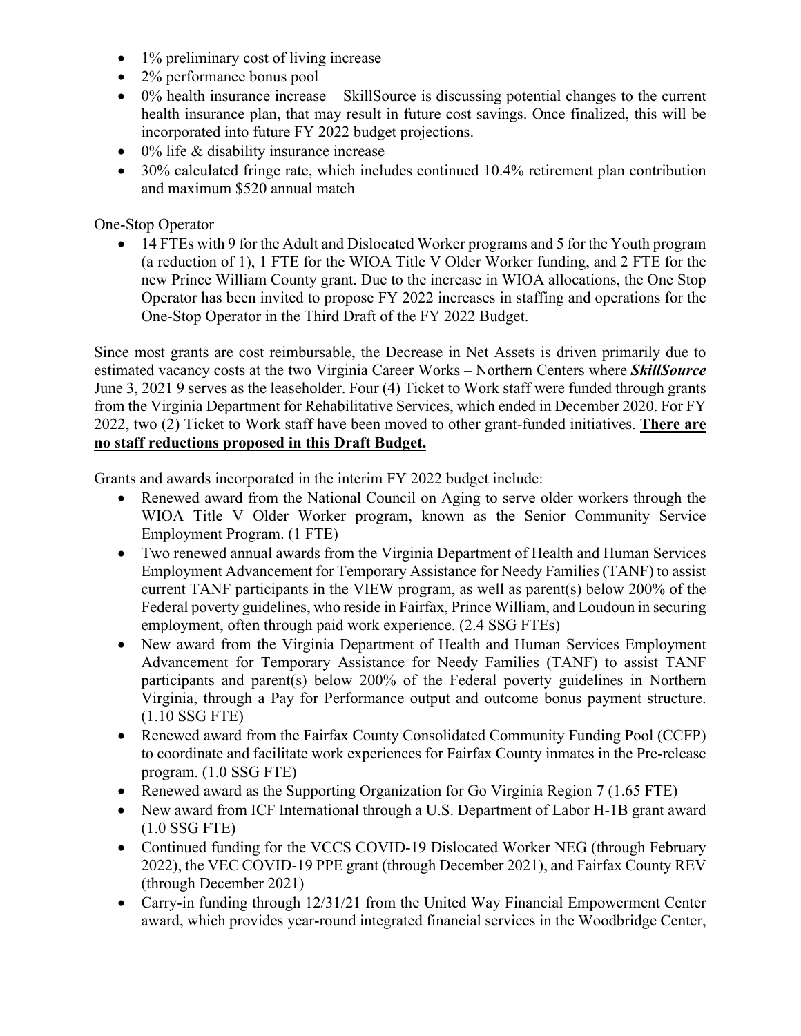- 1% preliminary cost of living increase
- 2% performance bonus pool
- 0% health insurance increase – SkillSource is discussing potential changes to the current health insurance plan, that may result in future cost savings. Once finalized, this will be incorporated into future FY 2022 budget projections.
- 0% life & disability insurance increase
- 30% calculated fringe rate, which includes continued 10.4% retirement plan contribution and maximum $520 annual match

One-Stop Operator

- 14 FTEs with 9 for the Adult and Dislocated Worker programs and 5 for the Youth program (a reduction of 1), 1 FTE for the WIOA Title V Older Worker funding, and 2 FTE for the new Prince William County grant. Due to the increase in WIOA allocations, the One Stop Operator has been invited to propose FY 2022 increases in staffing and operations for the One-Stop Operator in the Third Draft of the FY 2022 Budget.

Since most grants are cost reimbursable, the Decrease in Net Assets is driven primarily due to estimated vacancy costs at the two Virginia Career Works – Northern Centers where ***SkillSource*** June 3, 2021 9 serves as the leaseholder. Four (4) Ticket to Work staff were funded through grants from the Virginia Department for Rehabilitative Services, which ended in December 2020. For FY 2022, two (2) Ticket to Work staff have been moved to other grant-funded initiatives. **<u>There are no staff reductions proposed in this Draft Budget.</u>**

Grants and awards incorporated in the interim FY 2022 budget include:

- Renewed award from the National Council on Aging to serve older workers through the WIOA Title V Older Worker program, known as the Senior Community Service Employment Program. (1 FTE)
- Two renewed annual awards from the Virginia Department of Health and Human Services Employment Advancement for Temporary Assistance for Needy Families (TANF) to assist current TANF participants in the VIEW program, as well as parent(s) below 200% of the Federal poverty guidelines, who reside in Fairfax, Prince William, and Loudoun in securing employment, often through paid work experience. (2.4 SSG FTEs)
- New award from the Virginia Department of Health and Human Services Employment Advancement for Temporary Assistance for Needy Families (TANF) to assist TANF participants and parent(s) below 200% of the Federal poverty guidelines in Northern Virginia, through a Pay for Performance output and outcome bonus payment structure. (1.10 SSG FTE)
- Renewed award from the Fairfax County Consolidated Community Funding Pool (CCFP) to coordinate and facilitate work experiences for Fairfax County inmates in the Pre-release program. (1.0 SSG FTE)
- Renewed award as the Supporting Organization for Go Virginia Region 7 (1.65 FTE)
- New award from ICF International through a U.S. Department of Labor H-1B grant award (1.0 SSG FTE)
- Continued funding for the VCCS COVID-19 Dislocated Worker NEG (through February 2022), the VEC COVID-19 PPE grant (through December 2021), and Fairfax County REV (through December 2021)
- Carry-in funding through 12/31/21 from the United Way Financial Empowerment Center award, which provides year-round integrated financial services in the Woodbridge Center,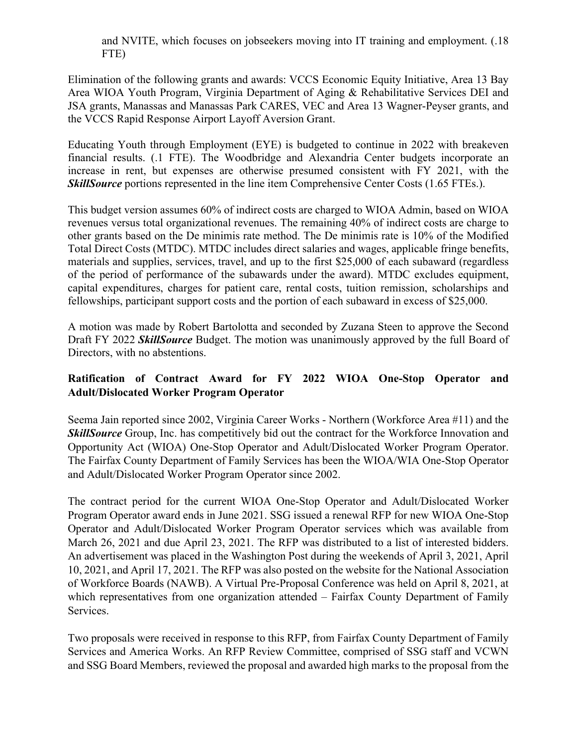and NVITE, which focuses on jobseekers moving into IT training and employment. (.18 FTE)

Elimination of the following grants and awards: VCCS Economic Equity Initiative, Area 13 Bay Area WIOA Youth Program, Virginia Department of Aging & Rehabilitative Services DEI and JSA grants, Manassas and Manassas Park CARES, VEC and Area 13 Wagner-Peyser grants, and the VCCS Rapid Response Airport Layoff Aversion Grant.

Educating Youth through Employment (EYE) is budgeted to continue in 2022 with breakeven financial results. (.1 FTE). The Woodbridge and Alexandria Center budgets incorporate an increase in rent, but expenses are otherwise presumed consistent with FY 2021, with the ***SkillSource*** portions represented in the line item Comprehensive Center Costs (1.65 FTEs.).

This budget version assumes 60% of indirect costs are charged to WIOA Admin, based on WIOA revenues versus total organizational revenues. The remaining 40% of indirect costs are charge to other grants based on the De minimis rate method. The De minimis rate is 10% of the Modified Total Direct Costs (MTDC). MTDC includes direct salaries and wages, applicable fringe benefits, materials and supplies, services, travel, and up to the first $25,000 of each subaward (regardless of the period of performance of the subawards under the award). MTDC excludes equipment, capital expenditures, charges for patient care, rental costs, tuition remission, scholarships and fellowships, participant support costs and the portion of each subaward in excess of $25,000.

A motion was made by Robert Bartolotta and seconded by Zuzana Steen to approve the Second Draft FY 2022 ***SkillSource*** Budget. The motion was unanimously approved by the full Board of Directors, with no abstentions.

**Ratification of Contract Award for FY 2022 WIOA One-Stop Operator and Adult/Dislocated Worker Program Operator**

Seema Jain reported since 2002, Virginia Career Works - Northern (Workforce Area #11) and the ***SkillSource*** Group, Inc. has competitively bid out the contract for the Workforce Innovation and Opportunity Act (WIOA) One-Stop Operator and Adult/Dislocated Worker Program Operator. The Fairfax County Department of Family Services has been the WIOA/WIA One-Stop Operator and Adult/Dislocated Worker Program Operator since 2002.

The contract period for the current WIOA One-Stop Operator and Adult/Dislocated Worker Program Operator award ends in June 2021. SSG issued a renewal RFP for new WIOA One-Stop Operator and Adult/Dislocated Worker Program Operator services which was available from March 26, 2021 and due April 23, 2021. The RFP was distributed to a list of interested bidders. An advertisement was placed in the Washington Post during the weekends of April 3, 2021, April 10, 2021, and April 17, 2021. The RFP was also posted on the website for the National Association of Workforce Boards (NAWB). A Virtual Pre-Proposal Conference was held on April 8, 2021, at which representatives from one organization attended – Fairfax County Department of Family Services.

Two proposals were received in response to this RFP, from Fairfax County Department of Family Services and America Works. An RFP Review Committee, comprised of SSG staff and VCWN and SSG Board Members, reviewed the proposal and awarded high marks to the proposal from the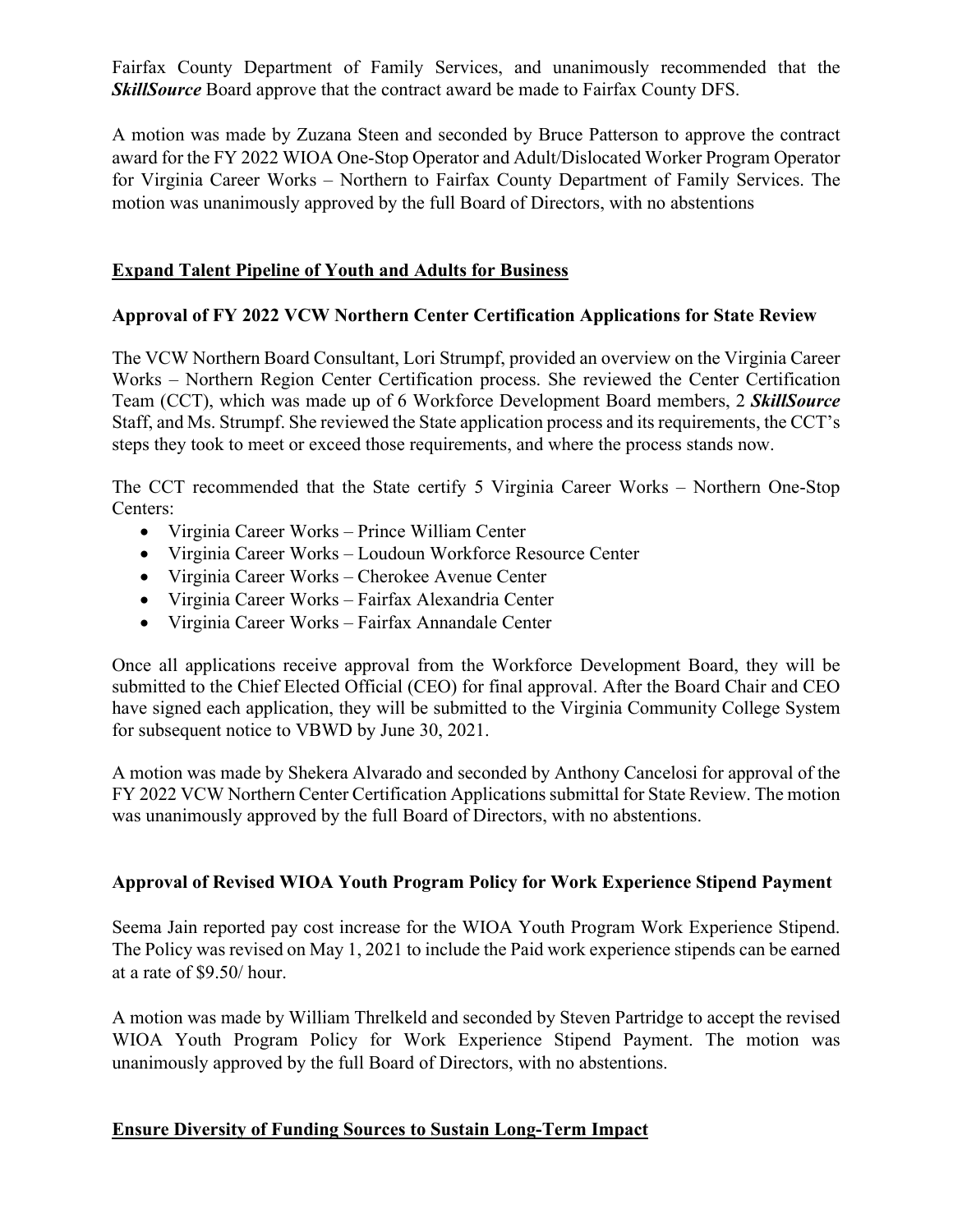Fairfax County Department of Family Services, and unanimously recommended that the ***SkillSource*** Board approve that the contract award be made to Fairfax County DFS.

A motion was made by Zuzana Steen and seconded by Bruce Patterson to approve the contract award for the FY 2022 WIOA One-Stop Operator and Adult/Dislocated Worker Program Operator for Virginia Career Works – Northern to Fairfax County Department of Family Services. The motion was unanimously approved by the full Board of Directors, with no abstentions

## <u>Expand Talent Pipeline of Youth and Adults for Business</u>

### Approval of FY 2022 VCW Northern Center Certification Applications for State Review

The VCW Northern Board Consultant, Lori Strumpf, provided an overview on the Virginia Career Works – Northern Region Center Certification process. She reviewed the Center Certification Team (CCT), which was made up of 6 Workforce Development Board members, 2 ***SkillSource*** Staff, and Ms. Strumpf. She reviewed the State application process and its requirements, the CCT's steps they took to meet or exceed those requirements, and where the process stands now.

The CCT recommended that the State certify 5 Virginia Career Works – Northern One-Stop Centers:

- Virginia Career Works – Prince William Center
- Virginia Career Works – Loudoun Workforce Resource Center
- Virginia Career Works – Cherokee Avenue Center
- Virginia Career Works – Fairfax Alexandria Center
- Virginia Career Works – Fairfax Annandale Center

Once all applications receive approval from the Workforce Development Board, they will be submitted to the Chief Elected Official (CEO) for final approval. After the Board Chair and CEO have signed each application, they will be submitted to the Virginia Community College System for subsequent notice to VBWD by June 30, 2021.

A motion was made by Shekera Alvarado and seconded by Anthony Cancelosi for approval of the FY 2022 VCW Northern Center Certification Applications submittal for State Review. The motion was unanimously approved by the full Board of Directors, with no abstentions.

### Approval of Revised WIOA Youth Program Policy for Work Experience Stipend Payment

Seema Jain reported pay cost increase for the WIOA Youth Program Work Experience Stipend. The Policy was revised on May 1, 2021 to include the Paid work experience stipends can be earned at a rate of $9.50/ hour.

A motion was made by William Threlkeld and seconded by Steven Partridge to accept the revised WIOA Youth Program Policy for Work Experience Stipend Payment. The motion was unanimously approved by the full Board of Directors, with no abstentions.

## <u>Ensure Diversity of Funding Sources to Sustain Long-Term Impact</u>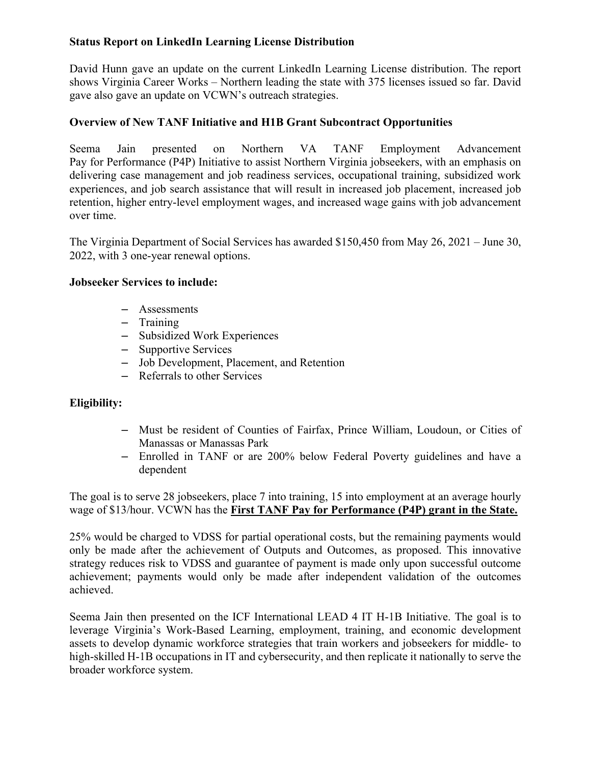**Status Report on LinkedIn Learning License Distribution**

David Hunn gave an update on the current LinkedIn Learning License distribution. The report shows Virginia Career Works – Northern leading the state with 375 licenses issued so far. David gave also gave an update on VCWN's outreach strategies.

**Overview of New TANF Initiative and H1B Grant Subcontract Opportunities**

Seema Jain presented on Northern VA TANF Employment Advancement Pay for Performance (P4P) Initiative to assist Northern Virginia jobseekers, with an emphasis on delivering case management and job readiness services, occupational training, subsidized work experiences, and job search assistance that will result in increased job placement, increased job retention, higher entry-level employment wages, and increased wage gains with job advancement over time.

The Virginia Department of Social Services has awarded $150,450 from May 26, 2021 – June 30, 2022, with 3 one-year renewal options.

**Jobseeker Services to include:**

- Assessments
- Training
- Subsidized Work Experiences
- Supportive Services
- Job Development, Placement, and Retention
- Referrals to other Services

**Eligibility:**

- Must be resident of Counties of Fairfax, Prince William, Loudoun, or Cities of Manassas or Manassas Park
- Enrolled in TANF or are 200% below Federal Poverty guidelines and have a dependent

The goal is to serve 28 jobseekers, place 7 into training, 15 into employment at an average hourly wage of $13/hour. VCWN has the **First TANF Pay for Performance (P4P) grant in the State.**

25% would be charged to VDSS for partial operational costs, but the remaining payments would only be made after the achievement of Outputs and Outcomes, as proposed. This innovative strategy reduces risk to VDSS and guarantee of payment is made only upon successful outcome achievement; payments would only be made after independent validation of the outcomes achieved.

Seema Jain then presented on the ICF International LEAD 4 IT H-1B Initiative. The goal is to leverage Virginia's Work-Based Learning, employment, training, and economic development assets to develop dynamic workforce strategies that train workers and jobseekers for middle- to high-skilled H-1B occupations in IT and cybersecurity, and then replicate it nationally to serve the broader workforce system.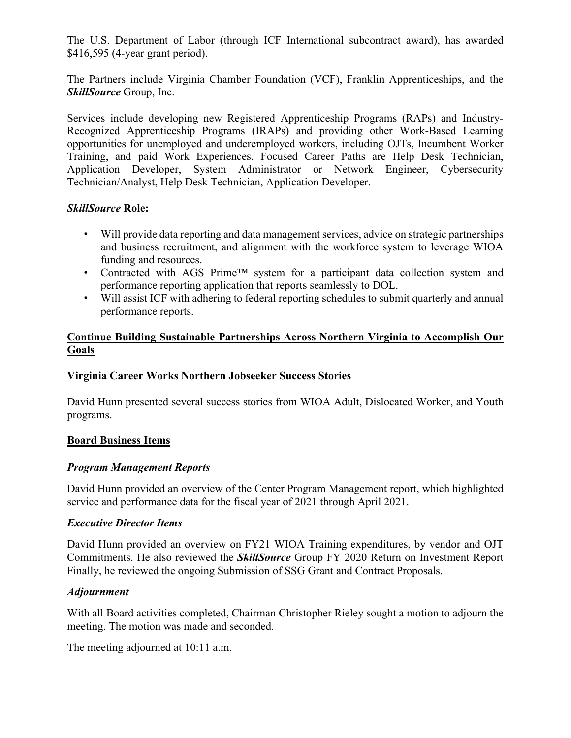The U.S. Department of Labor (through ICF International subcontract award), has awarded $416,595 (4-year grant period).

The Partners include Virginia Chamber Foundation (VCF), Franklin Apprenticeships, and the ***SkillSource*** Group, Inc.

Services include developing new Registered Apprenticeship Programs (RAPs) and Industry-Recognized Apprenticeship Programs (IRAPs) and providing other Work-Based Learning opportunities for unemployed and underemployed workers, including OJTs, Incumbent Worker Training, and paid Work Experiences. Focused Career Paths are Help Desk Technician, Application Developer, System Administrator or Network Engineer, Cybersecurity Technician/Analyst, Help Desk Technician, Application Developer.

***SkillSource* Role:**

- Will provide data reporting and data management services, advice on strategic partnerships and business recruitment, and alignment with the workforce system to leverage WIOA funding and resources.
- Contracted with AGS Prime™ system for a participant data collection system and performance reporting application that reports seamlessly to DOL.
- Will assist ICF with adhering to federal reporting schedules to submit quarterly and annual performance reports.

## <u>Continue Building Sustainable Partnerships Across Northern Virginia to Accomplish Our Goals</u>

### Virginia Career Works Northern Jobseeker Success Stories

David Hunn presented several success stories from WIOA Adult, Dislocated Worker, and Youth programs.

## <u>Board Business Items</u>

### *Program Management Reports*

David Hunn provided an overview of the Center Program Management report, which highlighted service and performance data for the fiscal year of 2021 through April 2021.

### *Executive Director Items*

David Hunn provided an overview on FY21 WIOA Training expenditures, by vendor and OJT Commitments. He also reviewed the ***SkillSource*** Group FY 2020 Return on Investment Report Finally, he reviewed the ongoing Submission of SSG Grant and Contract Proposals.

### *Adjournment*

With all Board activities completed, Chairman Christopher Rieley sought a motion to adjourn the meeting. The motion was made and seconded.

The meeting adjourned at 10:11 a.m.